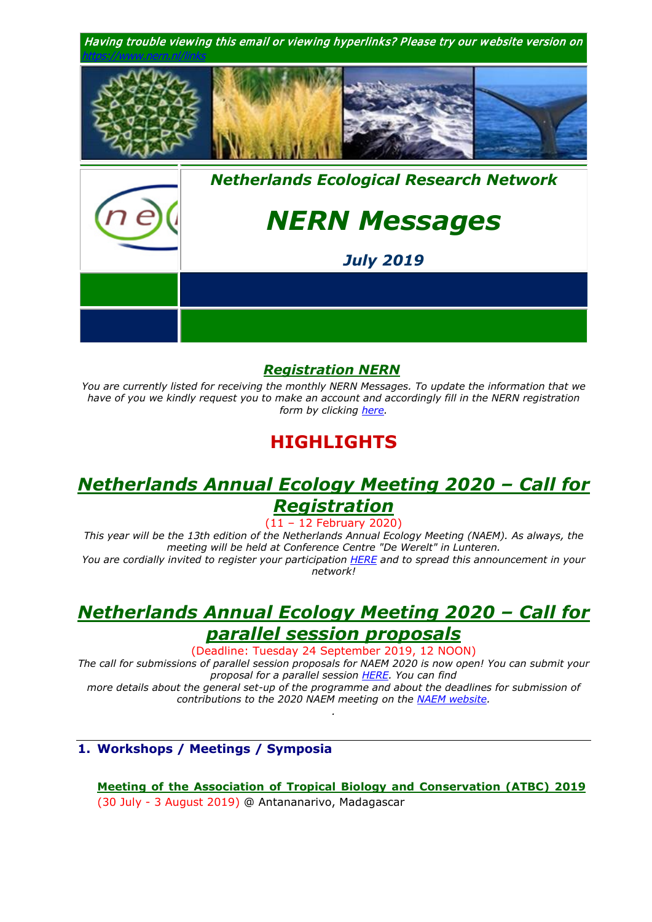*Having trouble viewing this email or viewing hyperlinks? Please try our website version on https://www.nern.nl/links*

***Netherlands Ecological Research Network***

# *NERN Messages*

***July 2019***

## *Registration NERN*

*You are currently listed for receiving the monthly NERN Messages. To update the information that we have of you we kindly request you to make an account and accordingly fill in the NERN registration form by clicking here.*

# HIGHLIGHTS

## *Netherlands Annual Ecology Meeting 2020 – Call for Registration*

(11 – 12 February 2020)

*This year will be the 13th edition of the Netherlands Annual Ecology Meeting (NAEM). As always, the meeting will be held at Conference Centre "De Werelt" in Lunteren.*

*You are cordially invited to register your participation HERE and to spread this announcement in your network!*

## *Netherlands Annual Ecology Meeting 2020 – Call for parallel session proposals*

(Deadline: Tuesday 24 September 2019, 12 NOON)

*The call for submissions of parallel session proposals for NAEM 2020 is now open! You can submit your proposal for a parallel session HERE. You can find more details about the general set-up of the programme and about the deadlines for submission of contributions to the 2020 NAEM meeting on the NAEM website.*

.

---

## 1. Workshops / Meetings / Symposia

**Meeting of the Association of Tropical Biology and Conservation (ATBC) 2019**
(30 July - 3 August 2019) @ Antananarivo, Madagascar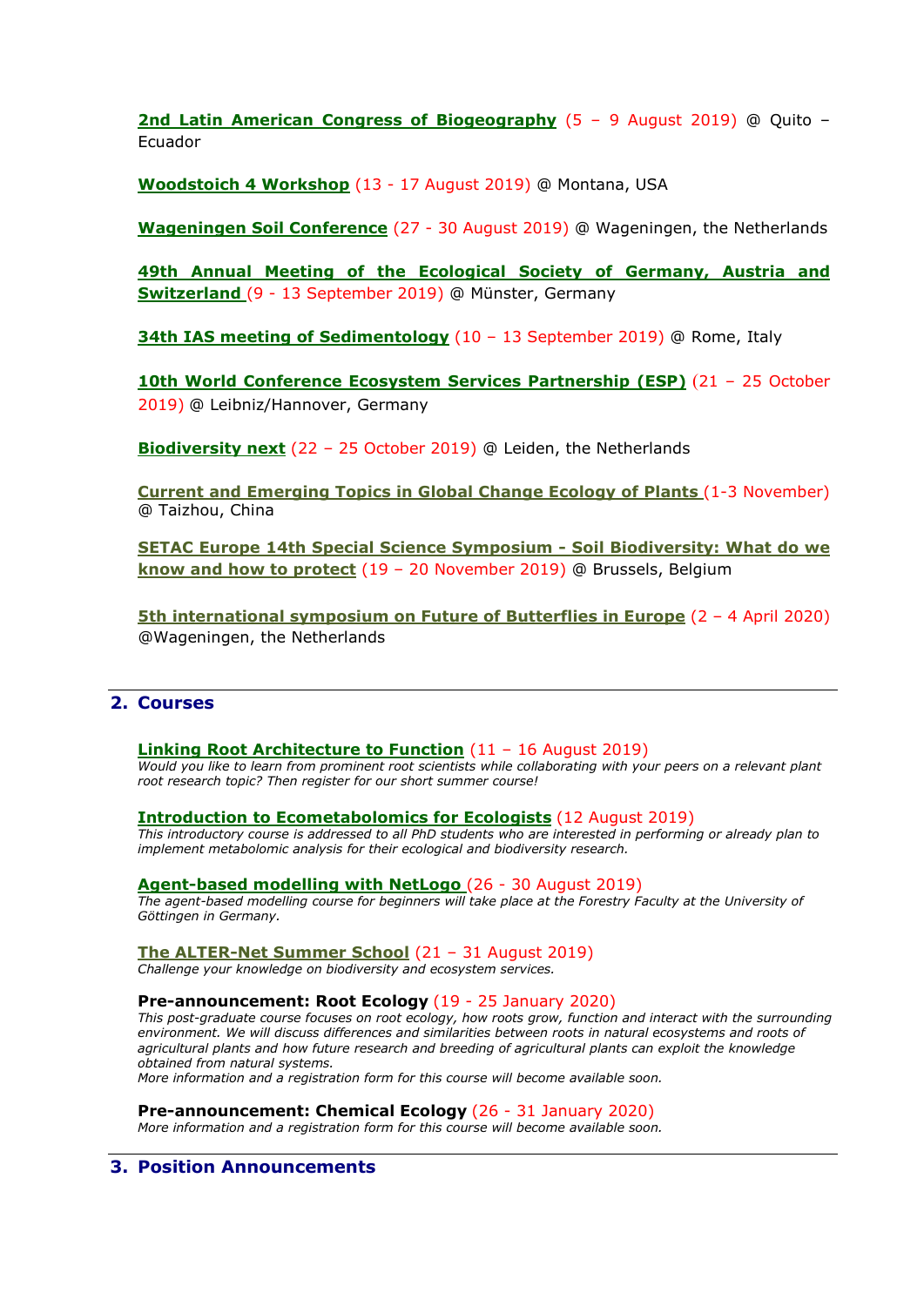**2nd Latin American Congress of Biogeography** (5 – 9 August 2019) @ Quito – Ecuador

**Woodstoich 4 Workshop** (13 - 17 August 2019) @ Montana, USA

**Wageningen Soil Conference** (27 - 30 August 2019) @ Wageningen, the Netherlands

**49th Annual Meeting of the Ecological Society of Germany, Austria and Switzerland** (9 - 13 September 2019) @ Münster, Germany

**34th IAS meeting of Sedimentology** (10 – 13 September 2019) @ Rome, Italy

**10th World Conference Ecosystem Services Partnership (ESP)** (21 – 25 October 2019) @ Leibniz/Hannover, Germany

**Biodiversity next** (22 – 25 October 2019) @ Leiden, the Netherlands

**Current and Emerging Topics in Global Change Ecology of Plants** (1-3 November) @ Taizhou, China

**SETAC Europe 14th Special Science Symposium - Soil Biodiversity: What do we know and how to protect** (19 – 20 November 2019) @ Brussels, Belgium

**5th international symposium on Future of Butterflies in Europe** (2 – 4 April 2020) @Wageningen, the Netherlands

## 2. Courses

**Linking Root Architecture to Function** (11 – 16 August 2019)
*Would you like to learn from prominent root scientists while collaborating with your peers on a relevant plant root research topic? Then register for our short summer course!*

**Introduction to Ecometabolomics for Ecologists** (12 August 2019)
*This introductory course is addressed to all PhD students who are interested in performing or already plan to implement metabolomic analysis for their ecological and biodiversity research.*

**Agent-based modelling with NetLogo** (26 - 30 August 2019)
*The agent-based modelling course for beginners will take place at the Forestry Faculty at the University of Göttingen in Germany.*

**The ALTER-Net Summer School** (21 – 31 August 2019)
*Challenge your knowledge on biodiversity and ecosystem services.*

**Pre-announcement: Root Ecology** (19 - 25 January 2020)
*This post-graduate course focuses on root ecology, how roots grow, function and interact with the surrounding environment. We will discuss differences and similarities between roots in natural ecosystems and roots of agricultural plants and how future research and breeding of agricultural plants can exploit the knowledge obtained from natural systems.*
*More information and a registration form for this course will become available soon.*

**Pre-announcement: Chemical Ecology** (26 - 31 January 2020)
*More information and a registration form for this course will become available soon.*

## 3. Position Announcements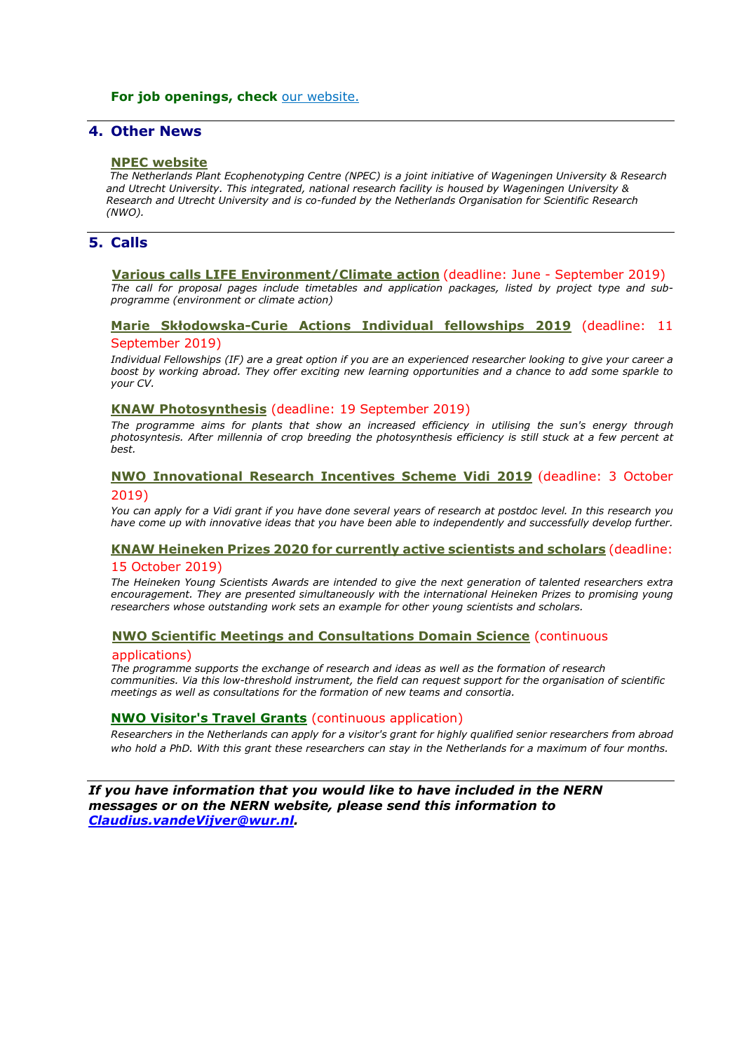**For job openings, check our website.**

---

## 4. Other News

**NPEC website**

*The Netherlands Plant Ecophenotyping Centre (NPEC) is a joint initiative of Wageningen University & Research and Utrecht University. This integrated, national research facility is housed by Wageningen University & Research and Utrecht University and is co-funded by the Netherlands Organisation for Scientific Research (NWO).*

---

## 5. Calls

**Various calls LIFE Environment/Climate action** (deadline: June - September 2019)

*The call for proposal pages include timetables and application packages, listed by project type and sub-programme (environment or climate action)*

**Marie Skłodowska-Curie Actions Individual fellowships 2019** (deadline: 11 September 2019)

*Individual Fellowships (IF) are a great option if you are an experienced researcher looking to give your career a boost by working abroad. They offer exciting new learning opportunities and a chance to add some sparkle to your CV.*

**KNAW Photosynthesis** (deadline: 19 September 2019)

*The programme aims for plants that show an increased efficiency in utilising the sun's energy through photosyntesis. After millennia of crop breeding the photosynthesis efficiency is still stuck at a few percent at best.*

**NWO Innovational Research Incentives Scheme Vidi 2019** (deadline: 3 October 2019)

*You can apply for a Vidi grant if you have done several years of research at postdoc level. In this research you have come up with innovative ideas that you have been able to independently and successfully develop further.*

**KNAW Heineken Prizes 2020 for currently active scientists and scholars** (deadline: 15 October 2019)

*The Heineken Young Scientists Awards are intended to give the next generation of talented researchers extra encouragement. They are presented simultaneously with the international Heineken Prizes to promising young researchers whose outstanding work sets an example for other young scientists and scholars.*

**NWO Scientific Meetings and Consultations Domain Science** (continuous applications)

*The programme supports the exchange of research and ideas as well as the formation of research communities. Via this low-threshold instrument, the field can request support for the organisation of scientific meetings as well as consultations for the formation of new teams and consortia.*

**NWO Visitor's Travel Grants** (continuous application)

*Researchers in the Netherlands can apply for a visitor's grant for highly qualified senior researchers from abroad who hold a PhD. With this grant these researchers can stay in the Netherlands for a maximum of four months.*

---

***If you have information that you would like to have included in the NERN messages or on the NERN website, please send this information to Claudius.vandeVijver@wur.nl.***